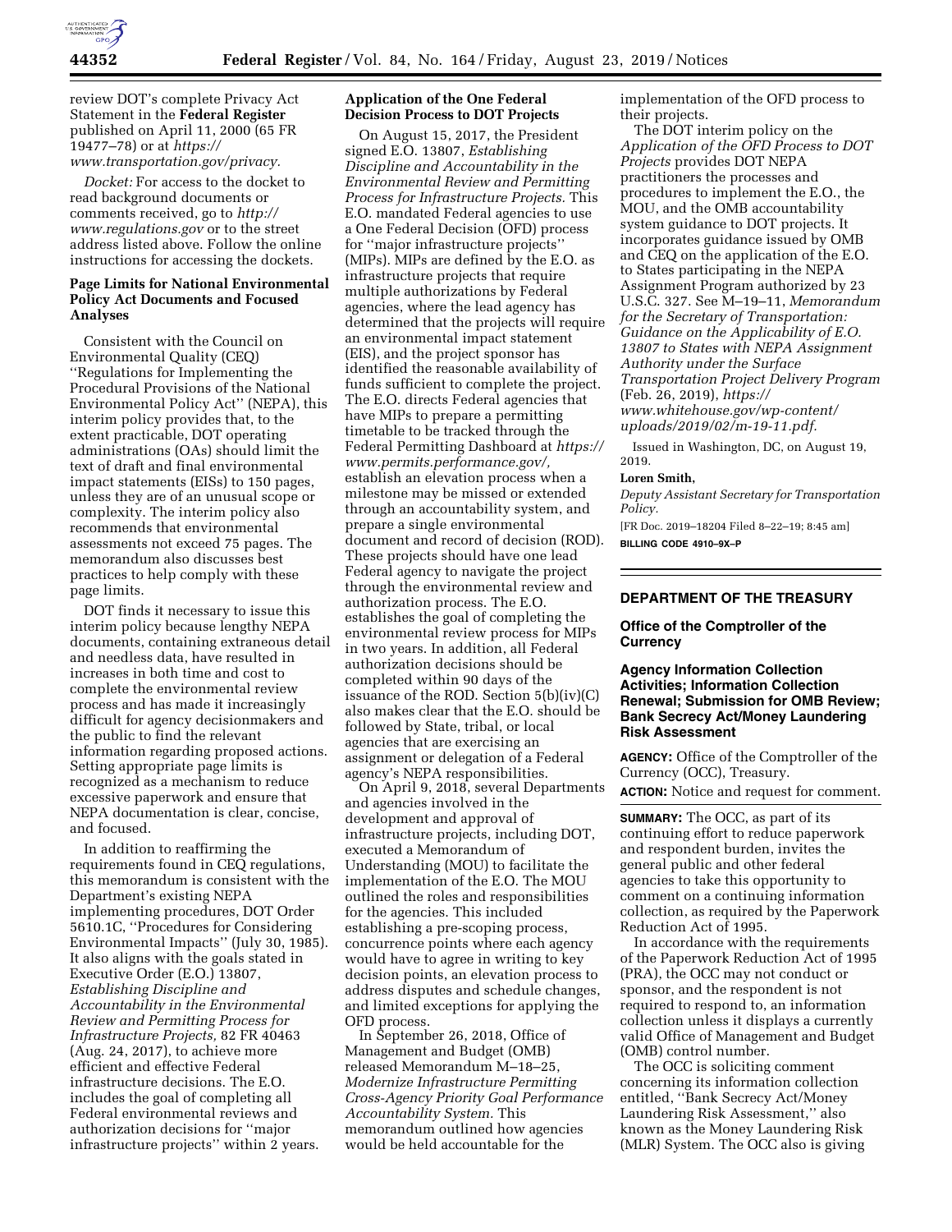review DOT's complete Privacy Act Statement in the **Federal Register** published on April 11, 2000 (65 FR 19477–78) or at *https://www.transportation.gov/privacy.*

*Docket:* For access to the docket to read background documents or comments received, go to *http://www.regulations.gov* or to the street address listed above. Follow the online instructions for accessing the dockets.

### Page Limits for National Environmental Policy Act Documents and Focused Analyses

Consistent with the Council on Environmental Quality (CEQ) ''Regulations for Implementing the Procedural Provisions of the National Environmental Policy Act'' (NEPA), this interim policy provides that, to the extent practicable, DOT operating administrations (OAs) should limit the text of draft and final environmental impact statements (EISs) to 150 pages, unless they are of an unusual scope or complexity. The interim policy also recommends that environmental assessments not exceed 75 pages. The memorandum also discusses best practices to help comply with these page limits.

DOT finds it necessary to issue this interim policy because lengthy NEPA documents, containing extraneous detail and needless data, have resulted in increases in both time and cost to complete the environmental review process and has made it increasingly difficult for agency decisionmakers and the public to find the relevant information regarding proposed actions. Setting appropriate page limits is recognized as a mechanism to reduce excessive paperwork and ensure that NEPA documentation is clear, concise, and focused.

In addition to reaffirming the requirements found in CEQ regulations, this memorandum is consistent with the Department's existing NEPA implementing procedures, DOT Order 5610.1C, ''Procedures for Considering Environmental Impacts'' (July 30, 1985). It also aligns with the goals stated in Executive Order (E.O.) 13807, *Establishing Discipline and Accountability in the Environmental Review and Permitting Process for Infrastructure Projects,* 82 FR 40463 (Aug. 24, 2017), to achieve more efficient and effective Federal infrastructure decisions. The E.O. includes the goal of completing all Federal environmental reviews and authorization decisions for ''major infrastructure projects'' within 2 years.

### Application of the One Federal Decision Process to DOT Projects

On August 15, 2017, the President signed E.O. 13807, *Establishing Discipline and Accountability in the Environmental Review and Permitting Process for Infrastructure Projects.* This E.O. mandated Federal agencies to use a One Federal Decision (OFD) process for ''major infrastructure projects'' (MIPs). MIPs are defined by the E.O. as infrastructure projects that require multiple authorizations by Federal agencies, where the lead agency has determined that the projects will require an environmental impact statement (EIS), and the project sponsor has identified the reasonable availability of funds sufficient to complete the project. The E.O. directs Federal agencies that have MIPs to prepare a permitting timetable to be tracked through the Federal Permitting Dashboard at *https://www.permits.performance.gov/,* establish an elevation process when a milestone may be missed or extended through an accountability system, and prepare a single environmental document and record of decision (ROD). These projects should have one lead Federal agency to navigate the project through the environmental review and authorization process. The E.O. establishes the goal of completing the environmental review process for MIPs in two years. In addition, all Federal authorization decisions should be completed within 90 days of the issuance of the ROD. Section 5(b)(iv)(C) also makes clear that the E.O. should be followed by State, tribal, or local agencies that are exercising an assignment or delegation of a Federal agency's NEPA responsibilities.

On April 9, 2018, several Departments and agencies involved in the development and approval of infrastructure projects, including DOT, executed a Memorandum of Understanding (MOU) to facilitate the implementation of the E.O. The MOU outlined the roles and responsibilities for the agencies. This included establishing a pre-scoping process, concurrence points where each agency would have to agree in writing to key decision points, an elevation process to address disputes and schedule changes, and limited exceptions for applying the OFD process.

In September 26, 2018, Office of Management and Budget (OMB) released Memorandum M–18–25, *Modernize Infrastructure Permitting Cross-Agency Priority Goal Performance Accountability System.* This memorandum outlined how agencies would be held accountable for the implementation of the OFD process to their projects.

The DOT interim policy on the *Application of the OFD Process to DOT Projects* provides DOT NEPA practitioners the processes and procedures to implement the E.O., the MOU, and the OMB accountability system guidance to DOT projects. It incorporates guidance issued by OMB and CEQ on the application of the E.O. to States participating in the NEPA Assignment Program authorized by 23 U.S.C. 327. See M–19–11, *Memorandum for the Secretary of Transportation: Guidance on the Applicability of E.O. 13807 to States with NEPA Assignment Authority under the Surface Transportation Project Delivery Program* (Feb. 26, 2019), *https://www.whitehouse.gov/wp-content/uploads/2019/02/m-19-11.pdf.*

Issued in Washington, DC, on August 19, 2019.

**Loren Smith,**

*Deputy Assistant Secretary for Transportation Policy.*

[FR Doc. 2019–18204 Filed 8–22–19; 8:45 am]

**BILLING CODE 4910–9X–P**

## DEPARTMENT OF THE TREASURY

### Office of the Comptroller of the Currency

### Agency Information Collection Activities; Information Collection Renewal; Submission for OMB Review; Bank Secrecy Act/Money Laundering Risk Assessment

**AGENCY:** Office of the Comptroller of the Currency (OCC), Treasury.

**ACTION:** Notice and request for comment.

**SUMMARY:** The OCC, as part of its continuing effort to reduce paperwork and respondent burden, invites the general public and other federal agencies to take this opportunity to comment on a continuing information collection, as required by the Paperwork Reduction Act of 1995.

In accordance with the requirements of the Paperwork Reduction Act of 1995 (PRA), the OCC may not conduct or sponsor, and the respondent is not required to respond to, an information collection unless it displays a currently valid Office of Management and Budget (OMB) control number.

The OCC is soliciting comment concerning its information collection entitled, ''Bank Secrecy Act/Money Laundering Risk Assessment,'' also known as the Money Laundering Risk (MLR) System. The OCC also is giving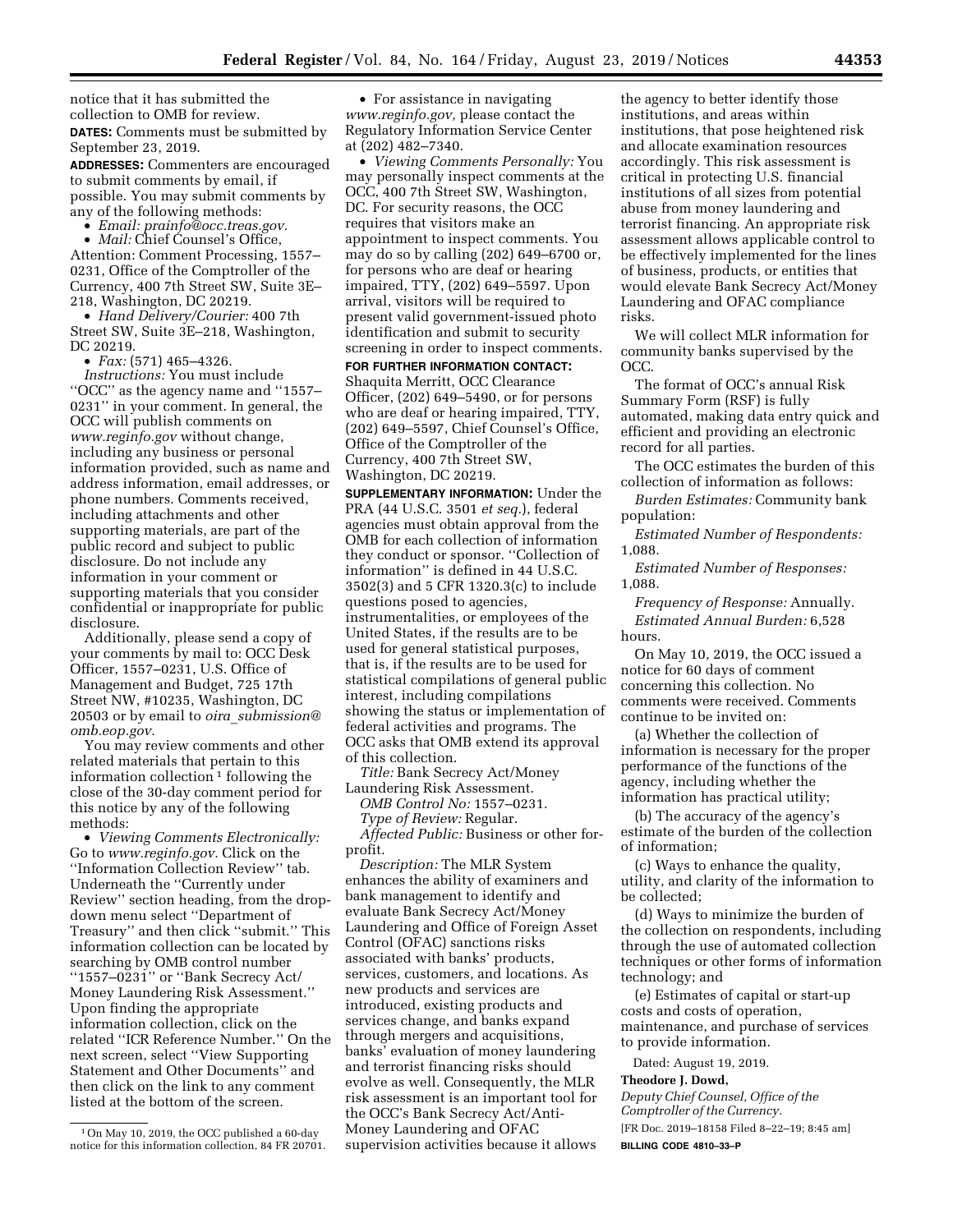notice that it has submitted the collection to OMB for review.

**DATES:** Comments must be submitted by September 23, 2019.

**ADDRESSES:** Commenters are encouraged to submit comments by email, if possible. You may submit comments by any of the following methods:

- *Email: prainfo@occ.treas.gov.*
- *Mail:* Chief Counsel's Office, Attention: Comment Processing, 1557–0231, Office of the Comptroller of the Currency, 400 7th Street SW, Suite 3E–218, Washington, DC 20219.
- *Hand Delivery/Courier:* 400 7th Street SW, Suite 3E–218, Washington, DC 20219.
- *Fax:* (571) 465–4326.

*Instructions:* You must include ''OCC'' as the agency name and ''1557–0231'' in your comment. In general, the OCC will publish comments on *www.reginfo.gov* without change, including any business or personal information provided, such as name and address information, email addresses, or phone numbers. Comments received, including attachments and other supporting materials, are part of the public record and subject to public disclosure. Do not include any information in your comment or supporting materials that you consider confidential or inappropriate for public disclosure.

Additionally, please send a copy of your comments by mail to: OCC Desk Officer, 1557–0231, U.S. Office of Management and Budget, 725 17th Street NW, #10235, Washington, DC 20503 or by email to *oira_submission@omb.eop.gov*.

You may review comments and other related materials that pertain to this information collection [1] following the close of the 30-day comment period for this notice by any of the following methods:

- *Viewing Comments Electronically:* Go to *www.reginfo.gov.* Click on the ''Information Collection Review'' tab. Underneath the ''Currently under Review'' section heading, from the drop-down menu select ''Department of Treasury'' and then click ''submit.'' This information collection can be located by searching by OMB control number ''1557–0231'' or ''Bank Secrecy Act/Money Laundering Risk Assessment.'' Upon finding the appropriate information collection, click on the related ''ICR Reference Number.'' On the next screen, select ''View Supporting Statement and Other Documents'' and then click on the link to any comment listed at the bottom of the screen.
- For assistance in navigating *www.reginfo.gov,* please contact the Regulatory Information Service Center at (202) 482–7340.
- *Viewing Comments Personally:* You may personally inspect comments at the OCC, 400 7th Street SW, Washington, DC. For security reasons, the OCC requires that visitors make an appointment to inspect comments. You may do so by calling (202) 649–6700 or, for persons who are deaf or hearing impaired, TTY, (202) 649–5597. Upon arrival, visitors will be required to present valid government-issued photo identification and submit to security screening in order to inspect comments.

**FOR FURTHER INFORMATION CONTACT:** Shaquita Merritt, OCC Clearance Officer, (202) 649–5490, or for persons who are deaf or hearing impaired, TTY, (202) 649–5597, Chief Counsel's Office, Office of the Comptroller of the Currency, 400 7th Street SW, Washington, DC 20219.

**SUPPLEMENTARY INFORMATION:** Under the PRA (44 U.S.C. 3501 *et seq.*), federal agencies must obtain approval from the OMB for each collection of information they conduct or sponsor. ''Collection of information'' is defined in 44 U.S.C. 3502(3) and 5 CFR 1320.3(c) to include questions posed to agencies, instrumentalities, or employees of the United States, if the results are to be used for general statistical purposes, that is, if the results are to be used for statistical compilations of general public interest, including compilations showing the status or implementation of federal activities and programs. The OCC asks that OMB extend its approval of this collection.

*Title:* Bank Secrecy Act/Money Laundering Risk Assessment.

*OMB Control No:* 1557–0231.

*Type of Review:* Regular.

*Affected Public:* Business or other for-profit.

*Description:* The MLR System enhances the ability of examiners and bank management to identify and evaluate Bank Secrecy Act/Money Laundering and Office of Foreign Asset Control (OFAC) sanctions risks associated with banks' products, services, customers, and locations. As new products and services are introduced, existing products and services change, and banks expand through mergers and acquisitions, banks' evaluation of money laundering and terrorist financing risks should evolve as well. Consequently, the MLR risk assessment is an important tool for the OCC's Bank Secrecy Act/Anti-Money Laundering and OFAC supervision activities because it allows the agency to better identify those institutions, and areas within institutions, that pose heightened risk and allocate examination resources accordingly. This risk assessment is critical in protecting U.S. financial institutions of all sizes from potential abuse from money laundering and terrorist financing. An appropriate risk assessment allows applicable control to be effectively implemented for the lines of business, products, or entities that would elevate Bank Secrecy Act/Money Laundering and OFAC compliance risks.

We will collect MLR information for community banks supervised by the OCC.

The format of OCC's annual Risk Summary Form (RSF) is fully automated, making data entry quick and efficient and providing an electronic record for all parties.

The OCC estimates the burden of this collection of information as follows:

*Burden Estimates:* Community bank population:

*Estimated Number of Respondents:* 1,088.

*Estimated Number of Responses:* 1,088.

*Frequency of Response:* Annually.

*Estimated Annual Burden:* 6,528 hours.

On May 10, 2019, the OCC issued a notice for 60 days of comment concerning this collection. No comments were received. Comments continue to be invited on:

(a) Whether the collection of information is necessary for the proper performance of the functions of the agency, including whether the information has practical utility;

(b) The accuracy of the agency's estimate of the burden of the collection of information;

(c) Ways to enhance the quality, utility, and clarity of the information to be collected;

(d) Ways to minimize the burden of the collection on respondents, including through the use of automated collection techniques or other forms of information technology; and

(e) Estimates of capital or start-up costs and costs of operation, maintenance, and purchase of services to provide information.

Dated: August 19, 2019.

**Theodore J. Dowd,**

*Deputy Chief Counsel, Office of the Comptroller of the Currency.*

[FR Doc. 2019–18158 Filed 8–22–19; 8:45 am]

**BILLING CODE 4810–33–P**

[1] On May 10, 2019, the OCC published a 60-day notice for this information collection, 84 FR 20701.